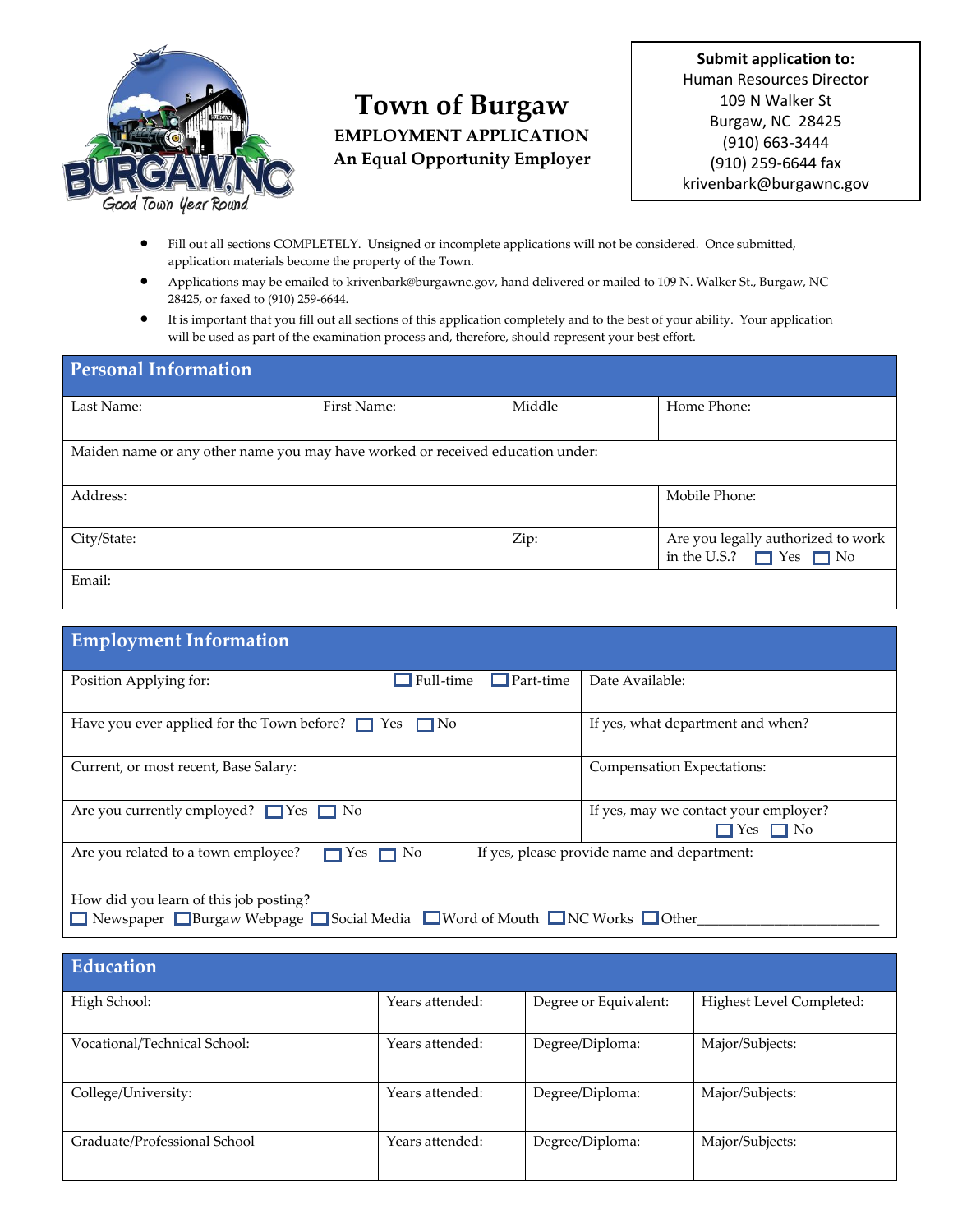# Town of Burgaw

**EMPLOYMENT APPLICATION**

**An Equal Opportunity Employer**

**Submit application to:**
Human Resources Director
109 N Walker St
Burgaw, NC 28425
(910) 663-3444
(910) 259-6644 fax
krivenbark@burgawnc.gov

- Fill out all sections COMPLETELY. Unsigned or incomplete applications will not be considered. Once submitted, application materials become the property of the Town.
- Applications may be emailed to krivenbark@burgawnc.gov, hand delivered or mailed to 109 N. Walker St., Burgaw, NC 28425, or faxed to (910) 259-6644.
- It is important that you fill out all sections of this application completely and to the best of your ability. Your application will be used as part of the examination process and, therefore, should represent your best effort.

## Personal Information

| Last Name: | First Name: | Middle | Home Phone: |
|---|---|---|---|
| Maiden name or any other name you may have worked or received education under: | | | |
| Address: | | | Mobile Phone: |
| City/State: | | Zip: | Are you legally authorized to work in the U.S.? ☐ Yes ☐ No |
| Email: | | | |

## Employment Information

| Position Applying for: ☐ Full-time ☐ Part-time | Date Available: |
|---|---|
| Have you ever applied for the Town before? ☐ Yes ☐ No | If yes, what department and when? |
| Current, or most recent, Base Salary: | Compensation Expectations: |
| Are you currently employed? ☐ Yes ☐ No | If yes, may we contact your employer? ☐ Yes ☐ No |
| Are you related to a town employee? ☐ Yes ☐ No | If yes, please provide name and department: |
| How did you learn of this job posting? ☐ Newspaper ☐ Burgaw Webpage ☐ Social Media ☐ Word of Mouth ☐ NC Works ☐ Other________________________ | |

## Education

| High School: | Years attended: | Degree or Equivalent: | Highest Level Completed: |
|---|---|---|---|
| Vocational/Technical School: | Years attended: | Degree/Diploma: | Major/Subjects: |
| College/University: | Years attended: | Degree/Diploma: | Major/Subjects: |
| Graduate/Professional School | Years attended: | Degree/Diploma: | Major/Subjects: |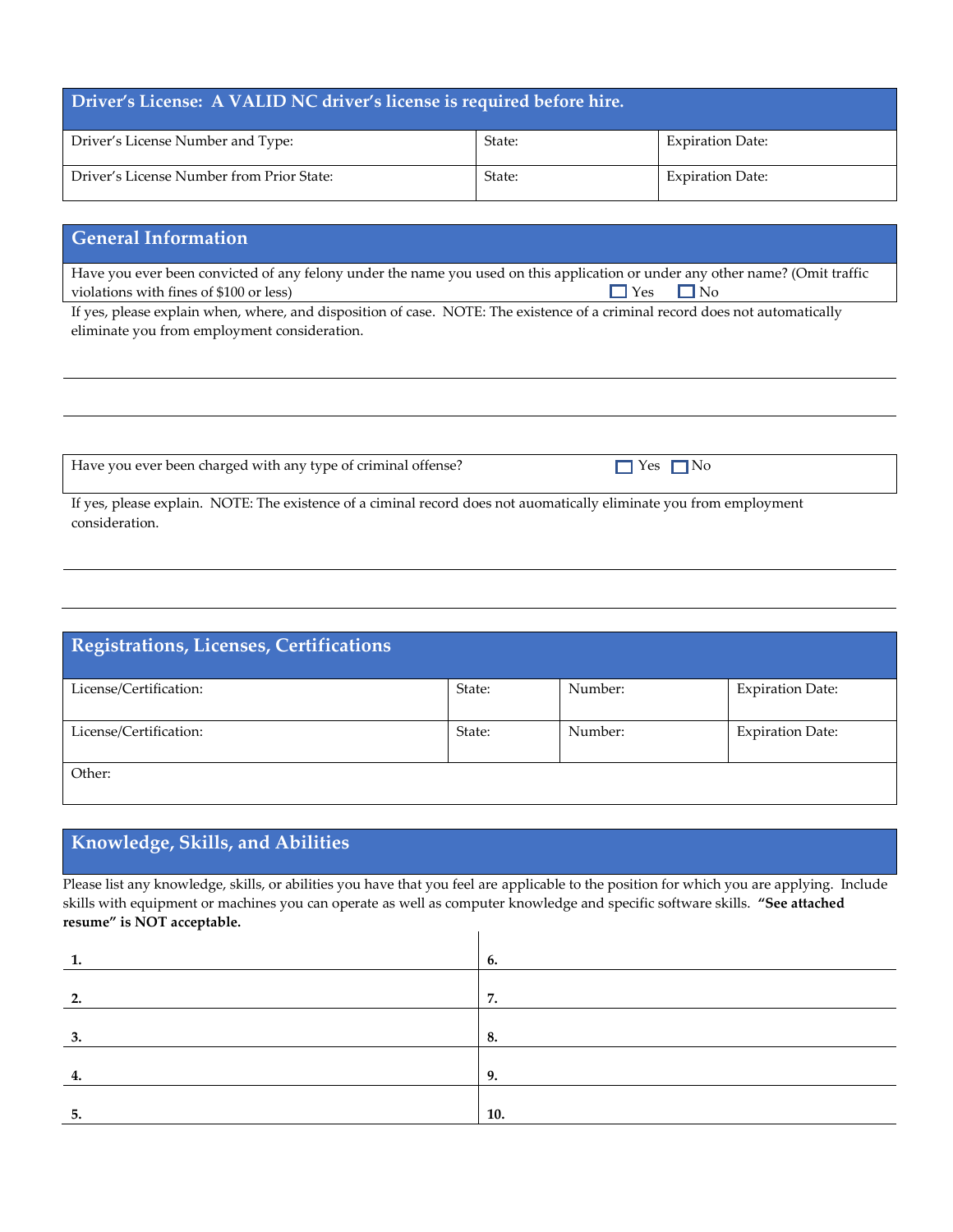## Driver's License: A VALID NC driver's license is required before hire.

| Driver's License Number and Type: | State: | Expiration Date: |
|---|---|---|
| Driver's License Number from Prior State: | State: | Expiration Date: |

## General Information

Have you ever been convicted of any felony under the name you used on this application or under any other name? (Omit traffic violations with fines of $100 or less) ☐ Yes ☐ No

If yes, please explain when, where, and disposition of case. NOTE: The existence of a criminal record does not automatically eliminate you from employment consideration.

---

---

Have you ever been charged with any type of criminal offense? ☐ Yes ☐ No

If yes, please explain. NOTE: The existence of a ciminal record does not auomatically eliminate you from employment consideration.

---

---

## Registrations, Licenses, Certifications

| License/Certification: | State: | Number: | Expiration Date: |
|---|---|---|---|
| License/Certification: | State: | Number: | Expiration Date: |
| Other: | | | |

## Knowledge, Skills, and Abilities

Please list any knowledge, skills, or abilities you have that you feel are applicable to the position for which you are applying. Include skills with equipment or machines you can operate as well as computer knowledge and specific software skills. **"See attached resume" is NOT acceptable.**

| | |
|---|---|
| **1.** | **6.** |
| **2.** | **7.** |
| **3.** | **8.** |
| **4.** | **9.** |
| **5.** | **10.** |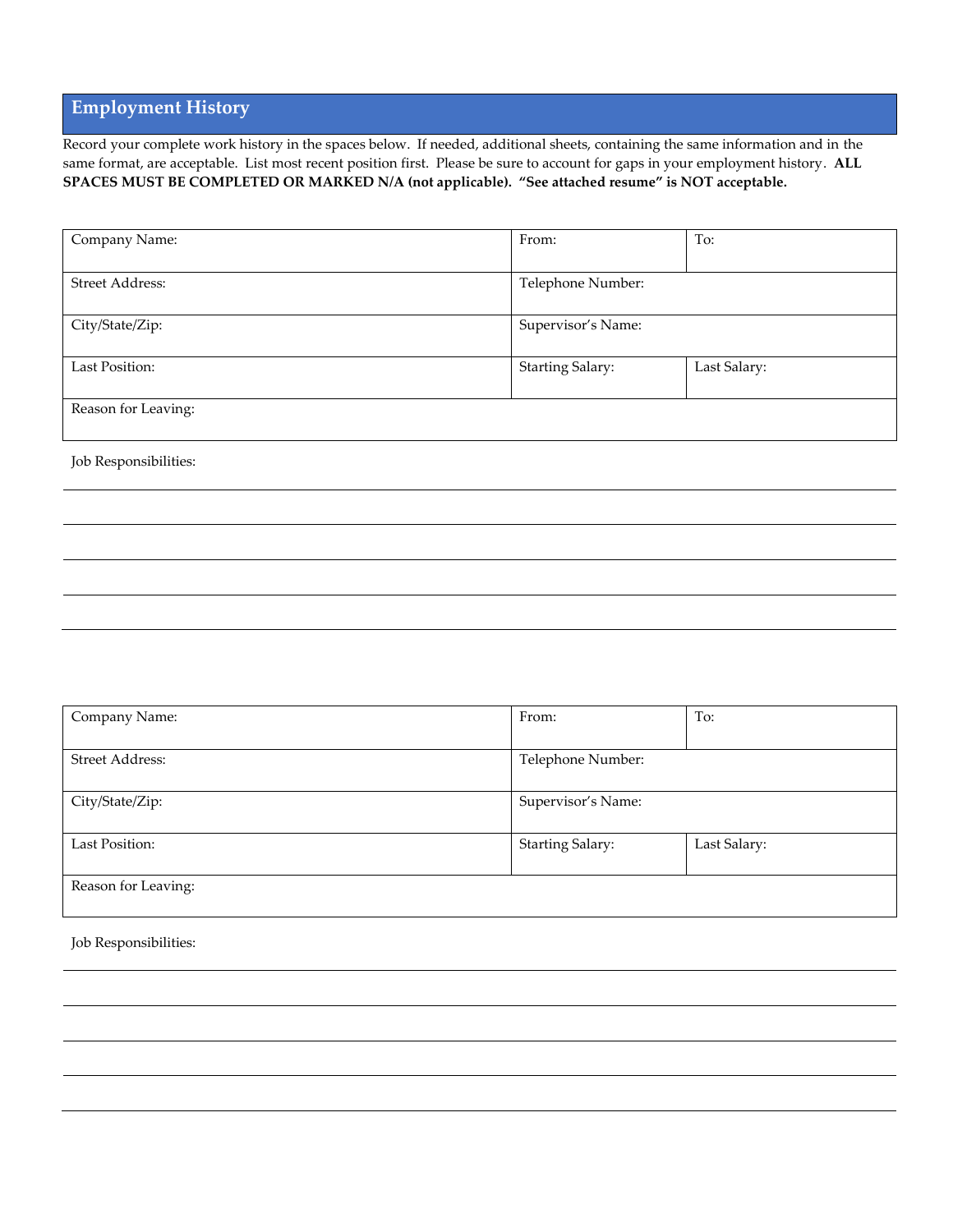## Employment History

Record your complete work history in the spaces below. If needed, additional sheets, containing the same information and in the same format, are acceptable. List most recent position first. Please be sure to account for gaps in your employment history. **ALL SPACES MUST BE COMPLETED OR MARKED N/A (not applicable). "See attached resume" is NOT acceptable.**

| Company Name: | From: | To: |
|---|---|---|
| Street Address: | Telephone Number: | |
| City/State/Zip: | Supervisor's Name: | |
| Last Position: | Starting Salary: | Last Salary: |
| Reason for Leaving: | | |

Job Responsibilities:

_______________________________________________________________

_______________________________________________________________

_______________________________________________________________

_______________________________________________________________

| Company Name: | From: | To: |
|---|---|---|
| Street Address: | Telephone Number: | |
| City/State/Zip: | Supervisor's Name: | |
| Last Position: | Starting Salary: | Last Salary: |
| Reason for Leaving: | | |

Job Responsibilities:

_______________________________________________________________

_______________________________________________________________

_______________________________________________________________

_______________________________________________________________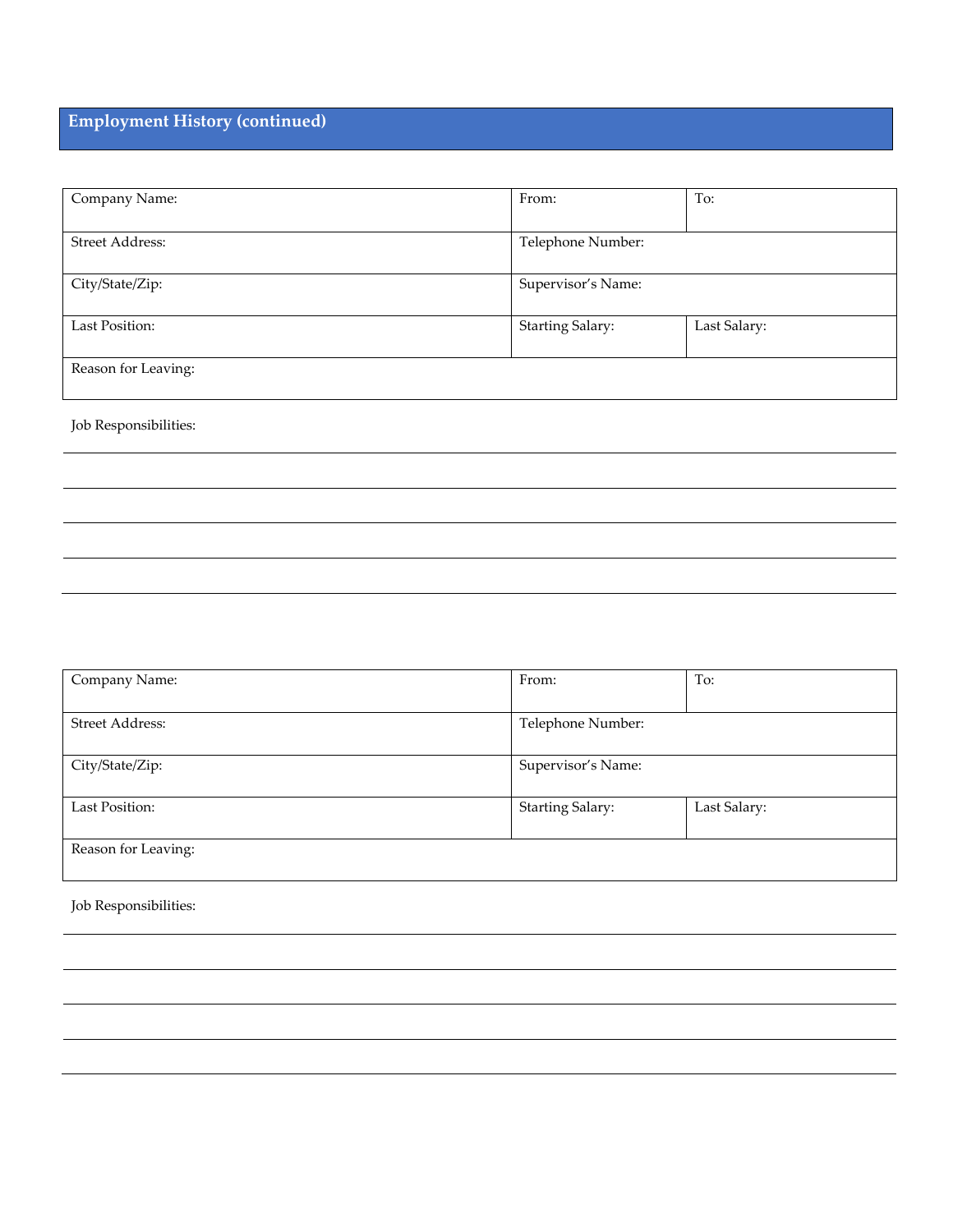## Employment History (continued)

| Company Name: | From: | To: |
|---|---|---|
| Street Address: | Telephone Number: | |
| City/State/Zip: | Supervisor's Name: | |
| Last Position: | Starting Salary: | Last Salary: |
| Reason for Leaving: | | |

Job Responsibilities:

______________________________________________________________________________

______________________________________________________________________________

______________________________________________________________________________

______________________________________________________________________________

______________________________________________________________________________

| Company Name: | From: | To: |
|---|---|---|
| Street Address: | Telephone Number: | |
| City/State/Zip: | Supervisor's Name: | |
| Last Position: | Starting Salary: | Last Salary: |
| Reason for Leaving: | | |

Job Responsibilities:

______________________________________________________________________________

______________________________________________________________________________

______________________________________________________________________________

______________________________________________________________________________

______________________________________________________________________________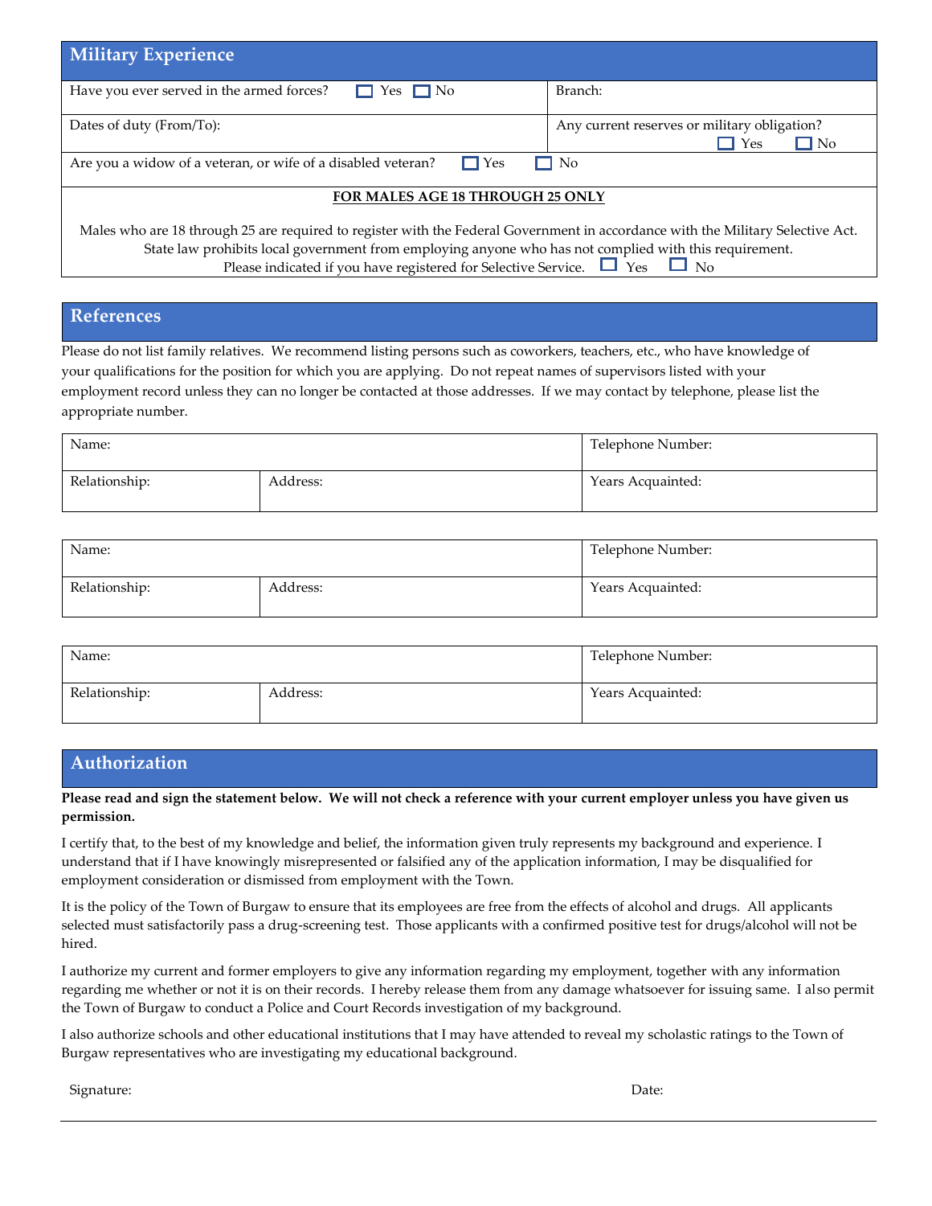## Military Experience

| | |
|---|---|
| Have you ever served in the armed forces? ☐ Yes ☐ No | Branch: |
| Dates of duty (From/To): | Any current reserves or military obligation? ☐ Yes ☐ No |
| Are you a widow of a veteran, or wife of a disabled veteran? ☐ Yes ☐ No | |

**FOR MALES AGE 18 THROUGH 25 ONLY**

Males who are 18 through 25 are required to register with the Federal Government in accordance with the Military Selective Act. State law prohibits local government from employing anyone who has not complied with this requirement. Please indicated if you have registered for Selective Service. ☐ Yes ☐ No

## References

Please do not list family relatives. We recommend listing persons such as coworkers, teachers, etc., who have knowledge of your qualifications for the position for which you are applying. Do not repeat names of supervisors listed with your employment record unless they can no longer be contacted at those addresses. If we may contact by telephone, please list the appropriate number.

| | | |
|---|---|---|
| Name: | | Telephone Number: |
| Relationship: | Address: | Years Acquainted: |

| | | |
|---|---|---|
| Name: | | Telephone Number: |
| Relationship: | Address: | Years Acquainted: |

| | | |
|---|---|---|
| Name: | | Telephone Number: |
| Relationship: | Address: | Years Acquainted: |

## Authorization

**Please read and sign the statement below. We will not check a reference with your current employer unless you have given us permission.**

I certify that, to the best of my knowledge and belief, the information given truly represents my background and experience. I understand that if I have knowingly misrepresented or falsified any of the application information, I may be disqualified for employment consideration or dismissed from employment with the Town.

It is the policy of the Town of Burgaw to ensure that its employees are free from the effects of alcohol and drugs. All applicants selected must satisfactorily pass a drug-screening test. Those applicants with a confirmed positive test for drugs/alcohol will not be hired.

I authorize my current and former employers to give any information regarding my employment, together with any information regarding me whether or not it is on their records. I hereby release them from any damage whatsoever for issuing same. I also permit the Town of Burgaw to conduct a Police and Court Records investigation of my background.

I also authorize schools and other educational institutions that I may have attended to reveal my scholastic ratings to the Town of Burgaw representatives who are investigating my educational background.

Signature: Date: